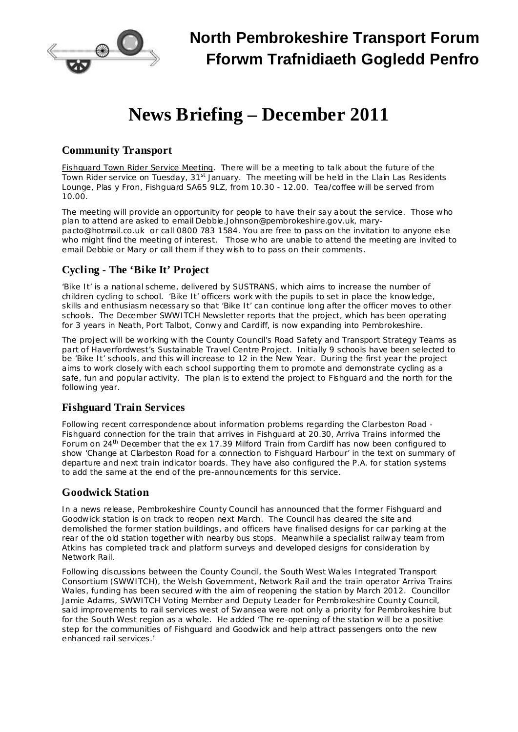# North Pembrokeshire Transport Forum
# Fforwm Trafnidiaeth Gogledd Penfro

# News Briefing – December 2011

## Community Transport

Fishguard Town Rider Service Meeting. There will be a meeting to talk about the future of the Town Rider service on Tuesday, 31st January. The meeting will be held in the Llain Las Residents Lounge, Plas y Fron, Fishguard SA65 9LZ, from 10.30 - 12.00. Tea/coffee will be served from 10.00.

The meeting will provide an opportunity for people to have their say about the service. Those who plan to attend are asked to email Debbie.Johnson@pembrokeshire.gov.uk, mary-pacto@hotmail.co.uk or call 0800 783 1584. You are free to pass on the invitation to anyone else who might find the meeting of interest. Those who are unable to attend the meeting are invited to email Debbie or Mary or call them if they wish to to pass on their comments.

## Cycling - The 'Bike It' Project

'Bike It' is a national scheme, delivered by SUSTRANS, which aims to increase the number of children cycling to school. 'Bike It' officers work with the pupils to set in place the knowledge, skills and enthusiasm necessary so that 'Bike It' can continue long after the officer moves to other schools. The December SWWITCH Newsletter reports that the project, which has been operating for 3 years in Neath, Port Talbot, Conwy and Cardiff, is now expanding into Pembrokeshire.

The project will be working with the County Council's Road Safety and Transport Strategy Teams as part of Haverfordwest's Sustainable Travel Centre Project. Initially 9 schools have been selected to be 'Bike It' schools, and this will increase to 12 in the New Year. During the first year the project aims to work closely with each school supporting them to promote and demonstrate cycling as a safe, fun and popular activity. The plan is to extend the project to Fishguard and the north for the following year.

## Fishguard Train Services

Following recent correspondence about information problems regarding the Clarbeston Road - Fishguard connection for the train that arrives in Fishguard at 20.30, Arriva Trains informed the Forum on 24th December that the ex 17.39 Milford Train from Cardiff has now been configured to show 'Change at Clarbeston Road for a connection to Fishguard Harbour' in the text on summary of departure and next train indicator boards. They have also configured the P.A. for station systems to add the same at the end of the pre-announcements for this service.

## Goodwick Station

In a news release, Pembrokeshire County Council has announced that the former Fishguard and Goodwick station is on track to reopen next March. The Council has cleared the site and demolished the former station buildings, and officers have finalised designs for car parking at the rear of the old station together with nearby bus stops. Meanwhile a specialist railway team from Atkins has completed track and platform surveys and developed designs for consideration by Network Rail.

Following discussions between the County Council, the South West Wales Integrated Transport Consortium (SWWITCH), the Welsh Government, Network Rail and the train operator Arriva Trains Wales, funding has been secured with the aim of reopening the station by March 2012. Councillor Jamie Adams, SWWITCH Voting Member and Deputy Leader for Pembrokeshire County Council, said improvements to rail services west of Swansea were not only a priority for Pembrokeshire but for the South West region as a whole. He added 'The re-opening of the station will be a positive step for the communities of Fishguard and Goodwick and help attract passengers onto the new enhanced rail services.'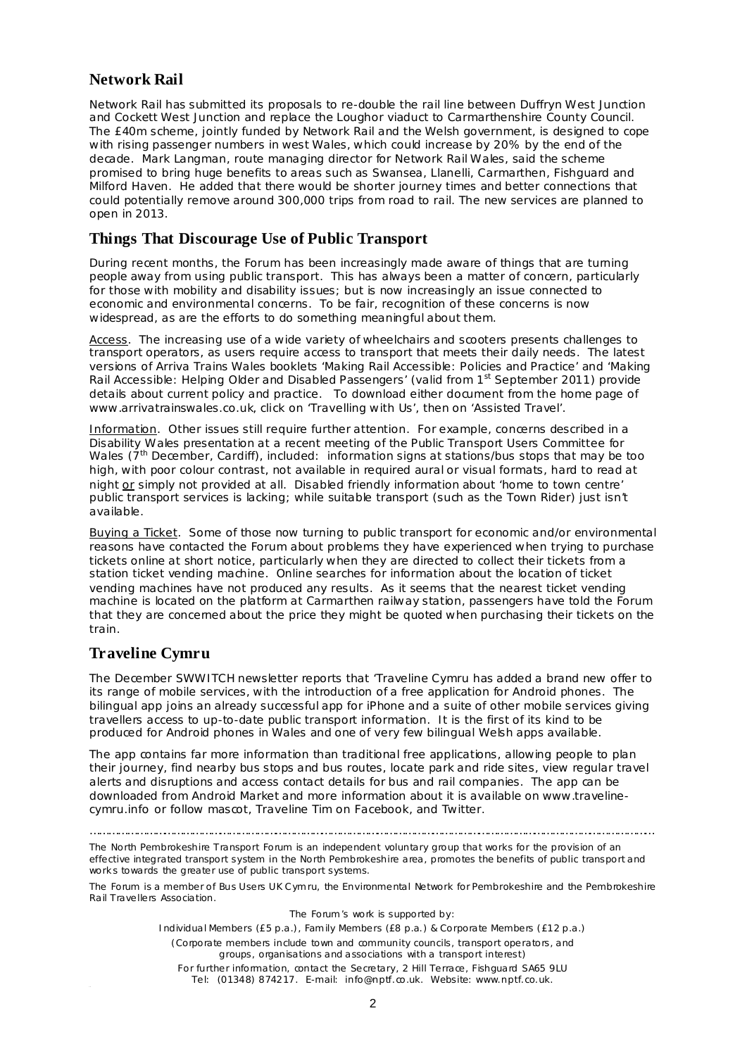## Network Rail

Network Rail has submitted its proposals to re-double the rail line between Duffryn West Junction and Cockett West Junction and replace the Loughor viaduct to Carmarthenshire County Council. The £40m scheme, jointly funded by Network Rail and the Welsh government, is designed to cope with rising passenger numbers in west Wales, which could increase by 20% by the end of the decade. Mark Langman, route managing director for Network Rail Wales, said the scheme promised to bring huge benefits to areas such as Swansea, Llanelli, Carmarthen, Fishguard and Milford Haven. He added that there would be shorter journey times and better connections that could potentially remove around 300,000 trips from road to rail. The new services are planned to open in 2013.

## Things That Discourage Use of Public Transport

During recent months, the Forum has been increasingly made aware of things that are turning people away from using public transport. This has always been a matter of concern, particularly for those with mobility and disability issues; but is now increasingly an issue connected to economic and environmental concerns. To be fair, recognition of these concerns is now widespread, as are the efforts to do something meaningful about them.

Access. The increasing use of a wide variety of wheelchairs and scooters presents challenges to transport operators, as users require access to transport that meets their daily needs. The latest versions of Arriva Trains Wales booklets 'Making Rail Accessible: Policies and Practice' and 'Making Rail Accessible: Helping Older and Disabled Passengers' (valid from 1st September 2011) provide details about current policy and practice. To download either document from the home page of www.arrivatrainswales.co.uk, click on 'Travelling with Us', then on 'Assisted Travel'.

Information. Other issues still require further attention. For example, concerns described in a Disability Wales presentation at a recent meeting of the Public Transport Users Committee for Wales (7th December, Cardiff), included: information signs at stations/bus stops that may be too high, with poor colour contrast, not available in required aural or visual formats, hard to read at night or simply not provided at all. Disabled friendly information about 'home to town centre' public transport services is lacking; while suitable transport (such as the Town Rider) just isn't available.

Buying a Ticket. Some of those now turning to public transport for economic and/or environmental reasons have contacted the Forum about problems they have experienced when trying to purchase tickets online at short notice, particularly when they are directed to collect their tickets from a station ticket vending machine. Online searches for information about the location of ticket vending machines have not produced any results. As it seems that the nearest ticket vending machine is located on the platform at Carmarthen railway station, passengers have told the Forum that they are concerned about the price they might be quoted when purchasing their tickets on the train.

## Traveline Cymru

The December SWWITCH newsletter reports that 'Traveline Cymru has added a brand new offer to its range of mobile services, with the introduction of a free application for Android phones. The bilingual app joins an already successful app for iPhone and a suite of other mobile services giving travellers access to up-to-date public transport information. It is the first of its kind to be produced for Android phones in Wales and one of very few bilingual Welsh apps available.

The app contains far more information than traditional free applications, allowing people to plan their journey, find nearby bus stops and bus routes, locate park and ride sites, view regular travel alerts and disruptions and access contact details for bus and rail companies. The app can be downloaded from Android Market and more information about it is available on www.traveline-cymru.info or follow mascot, Traveline Tim on Facebook, and Twitter.

---

The North Pembrokeshire Transport Forum is an independent voluntary group that works for the provision of an effective integrated transport system in the North Pembrokeshire area, promotes the benefits of public transport and works towards the greater use of public transport systems.

The Forum is a member of Bus Users UK Cymru, the Environmental Network for Pembrokeshire and the Pembrokeshire Rail Travellers Association.

The Forum's work is supported by:

Individual Members (£5 p.a.), Family Members (£8 p.a.) & Corporate Members (£12 p.a.)

(Corporate members include town and community councils, transport operators, and groups, organisations and associations with a transport interest)

For further information, contact the Secretary, 2 Hill Terrace, Fishguard SA65 9LU
Tel: (01348) 874217. E-mail: info@nptf.co.uk. Website: www.nptf.co.uk.